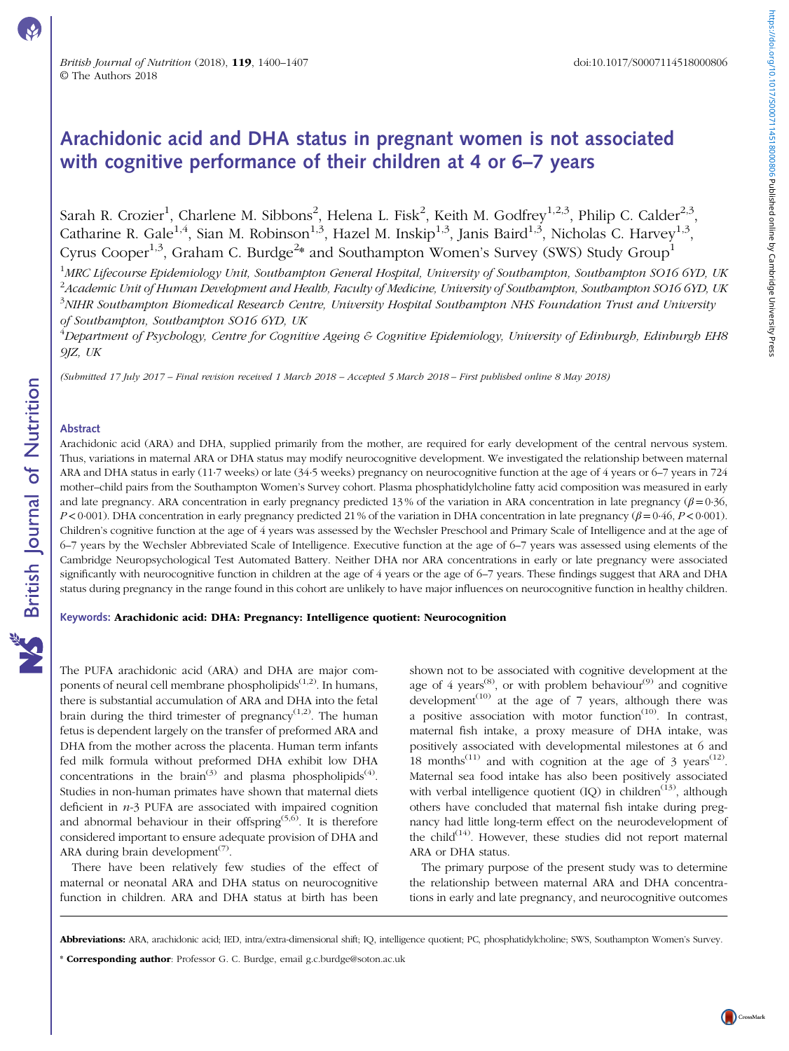# Arachidonic acid and DHA status in pregnant women is not associated with cognitive performance of their children at 4 or 6–7 years

Sarah R. Crozier[1], Charlene M. Sibbons[2], Helena L. Fisk[2], Keith M. Godfrey[1,2,3], Philip C. Calder[2,3], Catharine R. Gale[1,4], Sian M. Robinson[1,3], Hazel M. Inskip[1,3], Janis Baird[1,3], Nicholas C. Harvey[1,3], Cyrus Cooper[1,3], Graham C. Burdge[2]* and Southampton Women's Survey (SWS) Study Group[1]

[1]*MRC Lifecourse Epidemiology Unit, Southampton General Hospital, University of Southampton, Southampton SO16 6YD, UK*
[2]*Academic Unit of Human Development and Health, Faculty of Medicine, University of Southampton, Southampton SO16 6YD, UK*
[3]*NIHR Southampton Biomedical Research Centre, University Hospital Southampton NHS Foundation Trust and University of Southampton, Southampton SO16 6YD, UK*
[4]*Department of Psychology, Centre for Cognitive Ageing & Cognitive Epidemiology, University of Edinburgh, Edinburgh EH8 9JZ, UK*

*(Submitted 17 July 2017 – Final revision received 1 March 2018 – Accepted 5 March 2018 – First published online 8 May 2018)*

## Abstract

Arachidonic acid (ARA) and DHA, supplied primarily from the mother, are required for early development of the central nervous system. Thus, variations in maternal ARA or DHA status may modify neurocognitive development. We investigated the relationship between maternal ARA and DHA status in early (11·7 weeks) or late (34·5 weeks) pregnancy on neurocognitive function at the age of 4 years or 6–7 years in 724 mother–child pairs from the Southampton Women's Survey cohort. Plasma phosphatidylcholine fatty acid composition was measured in early and late pregnancy. ARA concentration in early pregnancy predicted 13% of the variation in ARA concentration in late pregnancy ($\beta = 0{\cdot}36$, $P < 0{\cdot}001$). DHA concentration in early pregnancy predicted 21% of the variation in DHA concentration in late pregnancy ($\beta = 0{\cdot}46$, $P < 0{\cdot}001$). Children's cognitive function at the age of 4 years was assessed by the Wechsler Preschool and Primary Scale of Intelligence and at the age of 6–7 years by the Wechsler Abbreviated Scale of Intelligence. Executive function at the age of 6–7 years was assessed using elements of the Cambridge Neuropsychological Test Automated Battery. Neither DHA nor ARA concentrations in early or late pregnancy were associated significantly with neurocognitive function in children at the age of 4 years or the age of 6–7 years. These findings suggest that ARA and DHA status during pregnancy in the range found in this cohort are unlikely to have major influences on neurocognitive function in healthy children.

**Keywords:** **Arachidonic acid: DHA: Pregnancy: Intelligence quotient: Neurocognition**

The PUFA arachidonic acid (ARA) and DHA are major components of neural cell membrane phospholipids[1,2]. In humans, there is substantial accumulation of ARA and DHA into the fetal brain during the third trimester of pregnancy[1,2]. The human fetus is dependent largely on the transfer of preformed ARA and DHA from the mother across the placenta. Human term infants fed milk formula without preformed DHA exhibit low DHA concentrations in the brain[3] and plasma phospholipids[4]. Studies in non-human primates have shown that maternal diets deficient in *n*-3 PUFA are associated with impaired cognition and abnormal behaviour in their offspring[5,6]. It is therefore considered important to ensure adequate provision of DHA and ARA during brain development[7].

There have been relatively few studies of the effect of maternal or neonatal ARA and DHA status on neurocognitive function in children. ARA and DHA status at birth has been shown not to be associated with cognitive development at the age of 4 years[8], or with problem behaviour[9] and cognitive development[10] at the age of 7 years, although there was a positive association with motor function[10]. In contrast, maternal fish intake, a proxy measure of DHA intake, was positively associated with developmental milestones at 6 and 18 months[11] and with cognition at the age of 3 years[12]. Maternal sea food intake has also been positively associated with verbal intelligence quotient (IQ) in children[13], although others have concluded that maternal fish intake during pregnancy had little long-term effect on the neurodevelopment of the child[14]. However, these studies did not report maternal ARA or DHA status.

The primary purpose of the present study was to determine the relationship between maternal ARA and DHA concentrations in early and late pregnancy, and neurocognitive outcomes

---

**Abbreviations:** ARA, arachidonic acid; IED, intra/extra-dimensional shift; IQ, intelligence quotient; PC, phosphatidylcholine; SWS, Southampton Women's Survey.

\* **Corresponding author**: Professor G. C. Burdge, email g.c.burdge@soton.ac.uk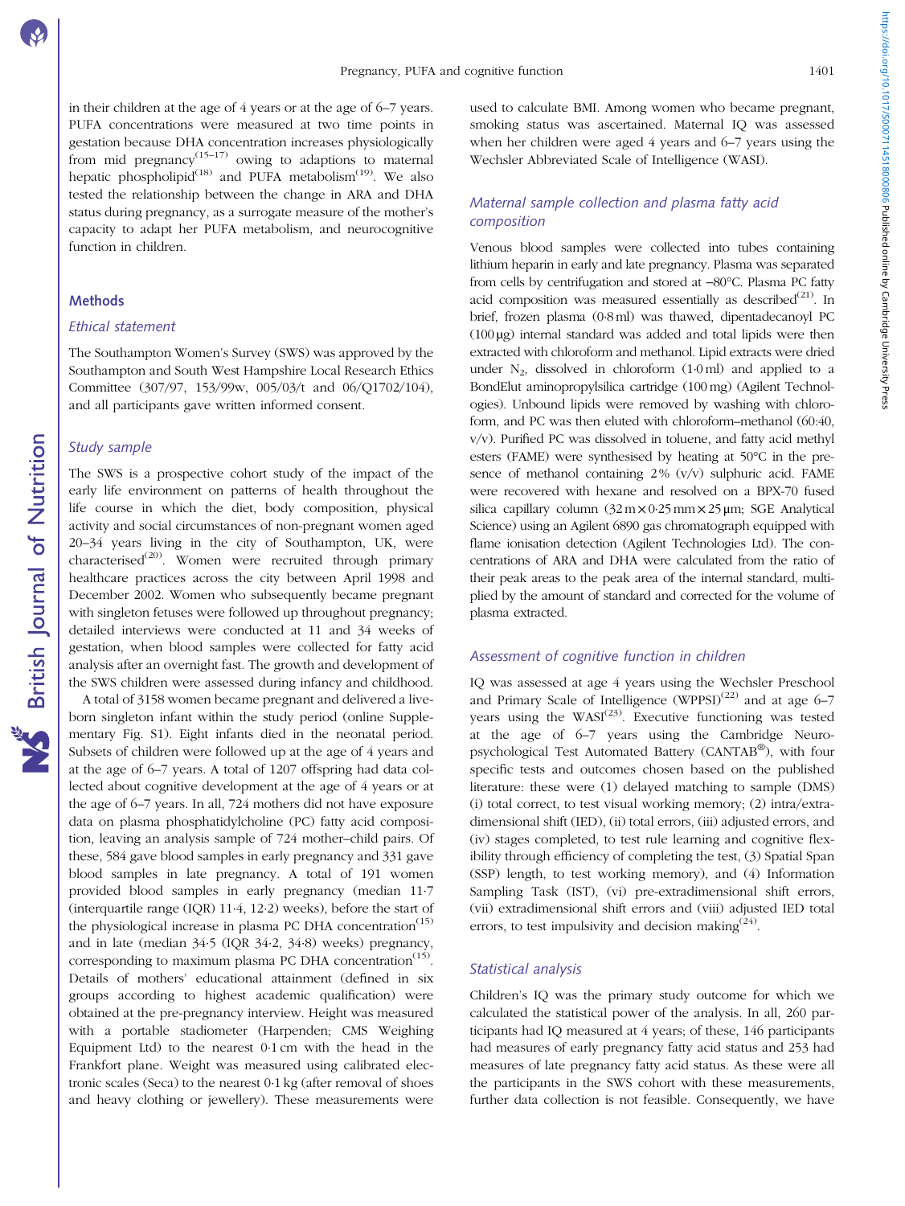in their children at the age of 4 years or at the age of 6–7 years. PUFA concentrations were measured at two time points in gestation because DHA concentration increases physiologically from mid pregnancy[15–17] owing to adaptions to maternal hepatic phospholipid[18] and PUFA metabolism[19]. We also tested the relationship between the change in ARA and DHA status during pregnancy, as a surrogate measure of the mother's capacity to adapt her PUFA metabolism, and neurocognitive function in children.

## Methods

### *Ethical statement*

The Southampton Women's Survey (SWS) was approved by the Southampton and South West Hampshire Local Research Ethics Committee (307/97, 153/99w, 005/03/t and 06/Q1702/104), and all participants gave written informed consent.

### *Study sample*

The SWS is a prospective cohort study of the impact of the early life environment on patterns of health throughout the life course in which the diet, body composition, physical activity and social circumstances of non-pregnant women aged 20–34 years living in the city of Southampton, UK, were characterised[20]. Women were recruited through primary healthcare practices across the city between April 1998 and December 2002. Women who subsequently became pregnant with singleton fetuses were followed up throughout pregnancy; detailed interviews were conducted at 11 and 34 weeks of gestation, when blood samples were collected for fatty acid analysis after an overnight fast. The growth and development of the SWS children were assessed during infancy and childhood.

A total of 3158 women became pregnant and delivered a live-born singleton infant within the study period (online Supplementary Fig. S1). Eight infants died in the neonatal period. Subsets of children were followed up at the age of 4 years and at the age of 6–7 years. A total of 1207 offspring had data collected about cognitive development at the age of 4 years or at the age of 6–7 years. In all, 724 mothers did not have exposure data on plasma phosphatidylcholine (PC) fatty acid composition, leaving an analysis sample of 724 mother–child pairs. Of these, 584 gave blood samples in early pregnancy and 331 gave blood samples in late pregnancy. A total of 191 women provided blood samples in early pregnancy (median 11·7 (interquartile range (IQR) 11·4, 12·2) weeks), before the start of the physiological increase in plasma PC DHA concentration[15] and in late (median 34·5 (IQR 34·2, 34·8) weeks) pregnancy, corresponding to maximum plasma PC DHA concentration[15]. Details of mothers' educational attainment (defined in six groups according to highest academic qualification) were obtained at the pre-pregnancy interview. Height was measured with a portable stadiometer (Harpenden; CMS Weighing Equipment Ltd) to the nearest 0·1 cm with the head in the Frankfort plane. Weight was measured using calibrated electronic scales (Seca) to the nearest 0·1 kg (after removal of shoes and heavy clothing or jewellery). These measurements were used to calculate BMI. Among women who became pregnant, smoking status was ascertained. Maternal IQ was assessed when her children were aged 4 years and 6–7 years using the Wechsler Abbreviated Scale of Intelligence (WASI).

### *Maternal sample collection and plasma fatty acid composition*

Venous blood samples were collected into tubes containing lithium heparin in early and late pregnancy. Plasma was separated from cells by centrifugation and stored at −80°C. Plasma PC fatty acid composition was measured essentially as described[21]. In brief, frozen plasma (0·8 ml) was thawed, dipentadecanoyl PC (100 μg) internal standard was added and total lipids were then extracted with chloroform and methanol. Lipid extracts were dried under $N_2$, dissolved in chloroform (1·0 ml) and applied to a BondElut aminopropylsilica cartridge (100 mg) (Agilent Technologies). Unbound lipids were removed by washing with chloroform, and PC was then eluted with chloroform–methanol (60:40, v/v). Purified PC was dissolved in toluene, and fatty acid methyl esters (FAME) were synthesised by heating at 50°C in the presence of methanol containing 2 % (v/v) sulphuric acid. FAME were recovered with hexane and resolved on a BPX-70 fused silica capillary column (32 m × 0·25 mm × 25 μm; SGE Analytical Science) using an Agilent 6890 gas chromatograph equipped with flame ionisation detection (Agilent Technologies Ltd). The concentrations of ARA and DHA were calculated from the ratio of their peak areas to the peak area of the internal standard, multiplied by the amount of standard and corrected for the volume of plasma extracted.

### *Assessment of cognitive function in children*

IQ was assessed at age 4 years using the Wechsler Preschool and Primary Scale of Intelligence (WPPSI)[22] and at age 6–7 years using the WASI[23]. Executive functioning was tested at the age of 6–7 years using the Cambridge Neuropsychological Test Automated Battery (CANTAB®), with four specific tests and outcomes chosen based on the published literature: these were (1) delayed matching to sample (DMS) (i) total correct, to test visual working memory; (2) intra/extra-dimensional shift (IED), (ii) total errors, (iii) adjusted errors, and (iv) stages completed, to test rule learning and cognitive flexibility through efficiency of completing the test, (3) Spatial Span (SSP) length, to test working memory), and (4) Information Sampling Task (IST), (vi) pre-extradimensional shift errors, (vii) extradimensional shift errors and (viii) adjusted IED total errors, to test impulsivity and decision making[24].

### *Statistical analysis*

Children's IQ was the primary study outcome for which we calculated the statistical power of the analysis. In all, 260 participants had IQ measured at 4 years; of these, 146 participants had measures of early pregnancy fatty acid status and 253 had measures of late pregnancy fatty acid status. As these were all the participants in the SWS cohort with these measurements, further data collection is not feasible. Consequently, we have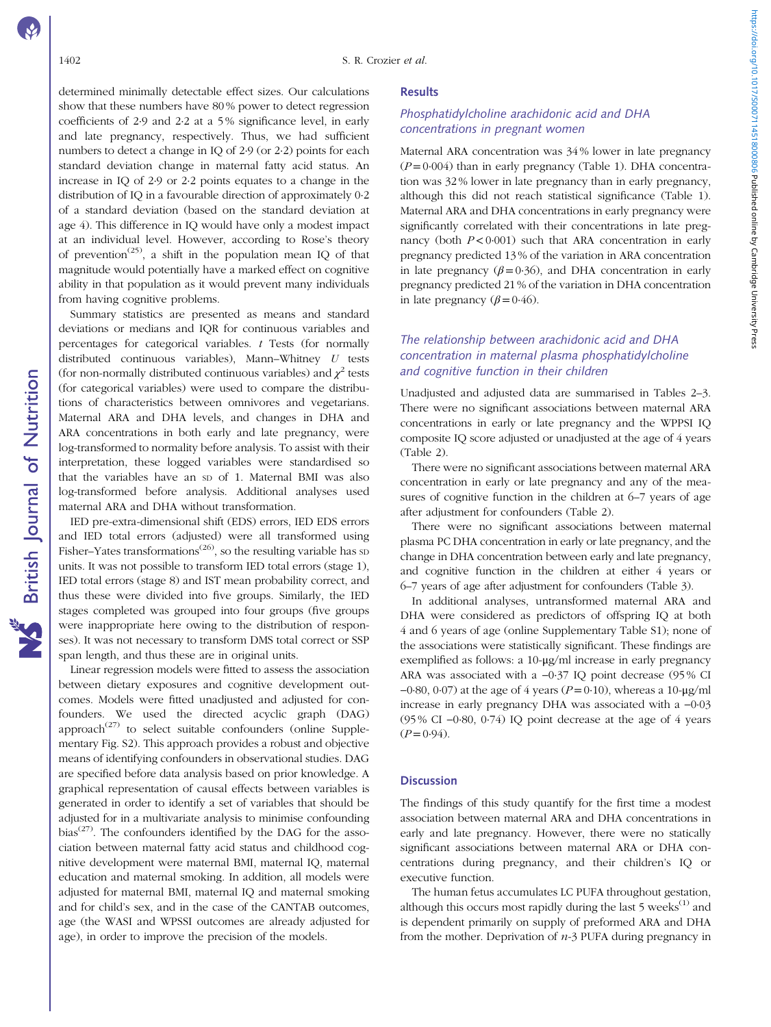determined minimally detectable effect sizes. Our calculations show that these numbers have 80 % power to detect regression coefficients of 2·9 and 2·2 at a 5 % significance level, in early and late pregnancy, respectively. Thus, we had sufficient numbers to detect a change in IQ of 2·9 (or 2·2) points for each standard deviation change in maternal fatty acid status. An increase in IQ of 2·9 or 2·2 points equates to a change in the distribution of IQ in a favourable direction of approximately 0·2 of a standard deviation (based on the standard deviation at age 4). This difference in IQ would have only a modest impact at an individual level. However, according to Rose's theory of prevention[25], a shift in the population mean IQ of that magnitude would potentially have a marked effect on cognitive ability in that population as it would prevent many individuals from having cognitive problems.

Summary statistics are presented as means and standard deviations or medians and IQR for continuous variables and percentages for categorical variables. *t* Tests (for normally distributed continuous variables), Mann–Whitney *U* tests (for non-normally distributed continuous variables) and $\chi^2$ tests (for categorical variables) were used to compare the distributions of characteristics between omnivores and vegetarians. Maternal ARA and DHA levels, and changes in DHA and ARA concentrations in both early and late pregnancy, were log-transformed to normality before analysis. To assist with their interpretation, these logged variables were standardised so that the variables have an SD of 1. Maternal BMI was also log-transformed before analysis. Additional analyses used maternal ARA and DHA without transformation.

IED pre-extra-dimensional shift (EDS) errors, IED EDS errors and IED total errors (adjusted) were all transformed using Fisher–Yates transformations[26], so the resulting variable has SD units. It was not possible to transform IED total errors (stage 1), IED total errors (stage 8) and IST mean probability correct, and thus these were divided into five groups. Similarly, the IED stages completed was grouped into four groups (five groups were inappropriate here owing to the distribution of responses). It was not necessary to transform DMS total correct or SSP span length, and thus these are in original units.

Linear regression models were fitted to assess the association between dietary exposures and cognitive development outcomes. Models were fitted unadjusted and adjusted for confounders. We used the directed acyclic graph (DAG) approach[27] to select suitable confounders (online Supplementary Fig. S2). This approach provides a robust and objective means of identifying confounders in observational studies. DAG are specified before data analysis based on prior knowledge. A graphical representation of causal effects between variables is generated in order to identify a set of variables that should be adjusted for in a multivariate analysis to minimise confounding bias[27]. The confounders identified by the DAG for the association between maternal fatty acid status and childhood cognitive development were maternal BMI, maternal IQ, maternal education and maternal smoking. In addition, all models were adjusted for maternal BMI, maternal IQ and maternal smoking and for child's sex, and in the case of the CANTAB outcomes, age (the WASI and WPSSI outcomes are already adjusted for age), in order to improve the precision of the models.

## Results

### Phosphatidylcholine arachidonic acid and DHA concentrations in pregnant women

Maternal ARA concentration was 34 % lower in late pregnancy ($P = 0·004$) than in early pregnancy (Table 1). DHA concentration was 32 % lower in late pregnancy than in early pregnancy, although this did not reach statistical significance (Table 1). Maternal ARA and DHA concentrations in early pregnancy were significantly correlated with their concentrations in late pregnancy (both $P < 0·001$) such that ARA concentration in early pregnancy predicted 13 % of the variation in ARA concentration in late pregnancy ($\beta = 0·36$), and DHA concentration in early pregnancy predicted 21 % of the variation in DHA concentration in late pregnancy ($\beta = 0·46$).

### The relationship between arachidonic acid and DHA concentration in maternal plasma phosphatidylcholine and cognitive function in their children

Unadjusted and adjusted data are summarised in Tables 2–3. There were no significant associations between maternal ARA concentrations in early or late pregnancy and the WPPSI IQ composite IQ score adjusted or unadjusted at the age of 4 years (Table 2).

There were no significant associations between maternal ARA concentration in early or late pregnancy and any of the measures of cognitive function in the children at 6–7 years of age after adjustment for confounders (Table 2).

There were no significant associations between maternal plasma PC DHA concentration in early or late pregnancy, and the change in DHA concentration between early and late pregnancy, and cognitive function in the children at either 4 years or 6–7 years of age after adjustment for confounders (Table 3).

In additional analyses, untransformed maternal ARA and DHA were considered as predictors of offspring IQ at both 4 and 6 years of age (online Supplementary Table S1); none of the associations were statistically significant. These findings are exemplified as follows: a 10-μg/ml increase in early pregnancy ARA was associated with a −0·37 IQ point decrease (95 % CI −0·80, 0·07) at the age of 4 years ($P = 0·10$), whereas a 10-μg/ml increase in early pregnancy DHA was associated with a −0·03 (95 % CI −0·80, 0·74) IQ point decrease at the age of 4 years ($P = 0·94$).

## Discussion

The findings of this study quantify for the first time a modest association between maternal ARA and DHA concentrations in early and late pregnancy. However, there were no statically significant associations between maternal ARA or DHA concentrations during pregnancy, and their children's IQ or executive function.

The human fetus accumulates LC PUFA throughout gestation, although this occurs most rapidly during the last 5 weeks[1] and is dependent primarily on supply of preformed ARA and DHA from the mother. Deprivation of *n*-3 PUFA during pregnancy in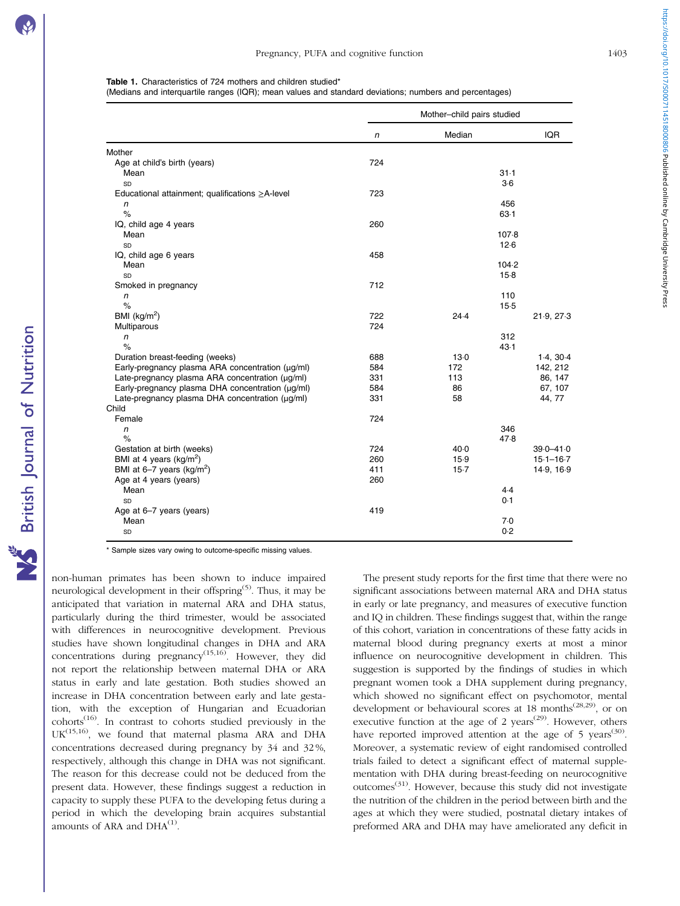**Table 1.** Characteristics of 724 mothers and children studied*

(Medians and interquartile ranges (IQR); mean values and standard deviations; numbers and percentages)

| | Mother–child pairs studied | | |
|---|---|---|---|
| | *n* | Median | IQR |
| Mother | | | |
| Age at child's birth (years) | 724 | | |
| Mean | | 31·1 | |
| SD | | 3·6 | |
| Educational attainment; qualifications ≥A-level | 723 | | |
| *n* | | 456 | |
| % | | 63·1 | |
| IQ, child age 4 years | 260 | | |
| Mean | | 107·8 | |
| SD | | 12·6 | |
| IQ, child age 6 years | 458 | | |
| Mean | | 104·2 | |
| SD | | 15·8 | |
| Smoked in pregnancy | 712 | | |
| *n* | | 110 | |
| % | | 15·5 | |
| BMI (kg/m$^2$) | 722 | 24·4 | 21·9, 27·3 |
| Multiparous | 724 | | |
| *n* | | 312 | |
| % | | 43·1 | |
| Duration breast-feeding (weeks) | 688 | 13·0 | 1·4, 30·4 |
| Early-pregnancy plasma ARA concentration (μg/ml) | 584 | 172 | 142, 212 |
| Late-pregnancy plasma ARA concentration (μg/ml) | 331 | 113 | 86, 147 |
| Early-pregnancy plasma DHA concentration (μg/ml) | 584 | 86 | 67, 107 |
| Late-pregnancy plasma DHA concentration (μg/ml) | 331 | 58 | 44, 77 |
| Child | | | |
| Female | 724 | | |
| *n* | | 346 | |
| % | | 47·8 | |
| Gestation at birth (weeks) | 724 | 40·0 | 39·0–41·0 |
| BMI at 4 years (kg/m$^2$) | 260 | 15·9 | 15·1–16·7 |
| BMI at 6–7 years (kg/m$^2$) | 411 | 15·7 | 14·9, 16·9 |
| Age at 4 years (years) | 260 | | |
| Mean | | 4·4 | |
| SD | | 0·1 | |
| Age at 6–7 years (years) | 419 | | |
| Mean | | 7·0 | |
| SD | | 0·2 | |

* Sample sizes vary owing to outcome-specific missing values.

non-human primates has been shown to induce impaired neurological development in their offspring[5]. Thus, it may be anticipated that variation in maternal ARA and DHA status, particularly during the third trimester, would be associated with differences in neurocognitive development. Previous studies have shown longitudinal changes in DHA and ARA concentrations during pregnancy[15,16]. However, they did not report the relationship between maternal DHA or ARA status in early and late gestation. Both studies showed an increase in DHA concentration between early and late gestation, with the exception of Hungarian and Ecuadorian cohorts[16]. In contrast to cohorts studied previously in the UK[15,16], we found that maternal plasma ARA and DHA concentrations decreased during pregnancy by 34 and 32 %, respectively, although this change in DHA was not significant. The reason for this decrease could not be deduced from the present data. However, these findings suggest a reduction in capacity to supply these PUFA to the developing fetus during a period in which the developing brain acquires substantial amounts of ARA and DHA[1].

The present study reports for the first time that there were no significant associations between maternal ARA and DHA status in early or late pregnancy, and measures of executive function and IQ in children. These findings suggest that, within the range of this cohort, variation in concentrations of these fatty acids in maternal blood during pregnancy exerts at most a minor influence on neurocognitive development in children. This suggestion is supported by the findings of studies in which pregnant women took a DHA supplement during pregnancy, which showed no significant effect on psychomotor, mental development or behavioural scores at 18 months[28,29], or on executive function at the age of 2 years[29]. However, others have reported improved attention at the age of 5 years[30]. Moreover, a systematic review of eight randomised controlled trials failed to detect a significant effect of maternal supplementation with DHA during breast-feeding on neurocognitive outcomes[31]. However, because this study did not investigate the nutrition of the children in the period between birth and the ages at which they were studied, postnatal dietary intakes of preformed ARA and DHA may have ameliorated any deficit in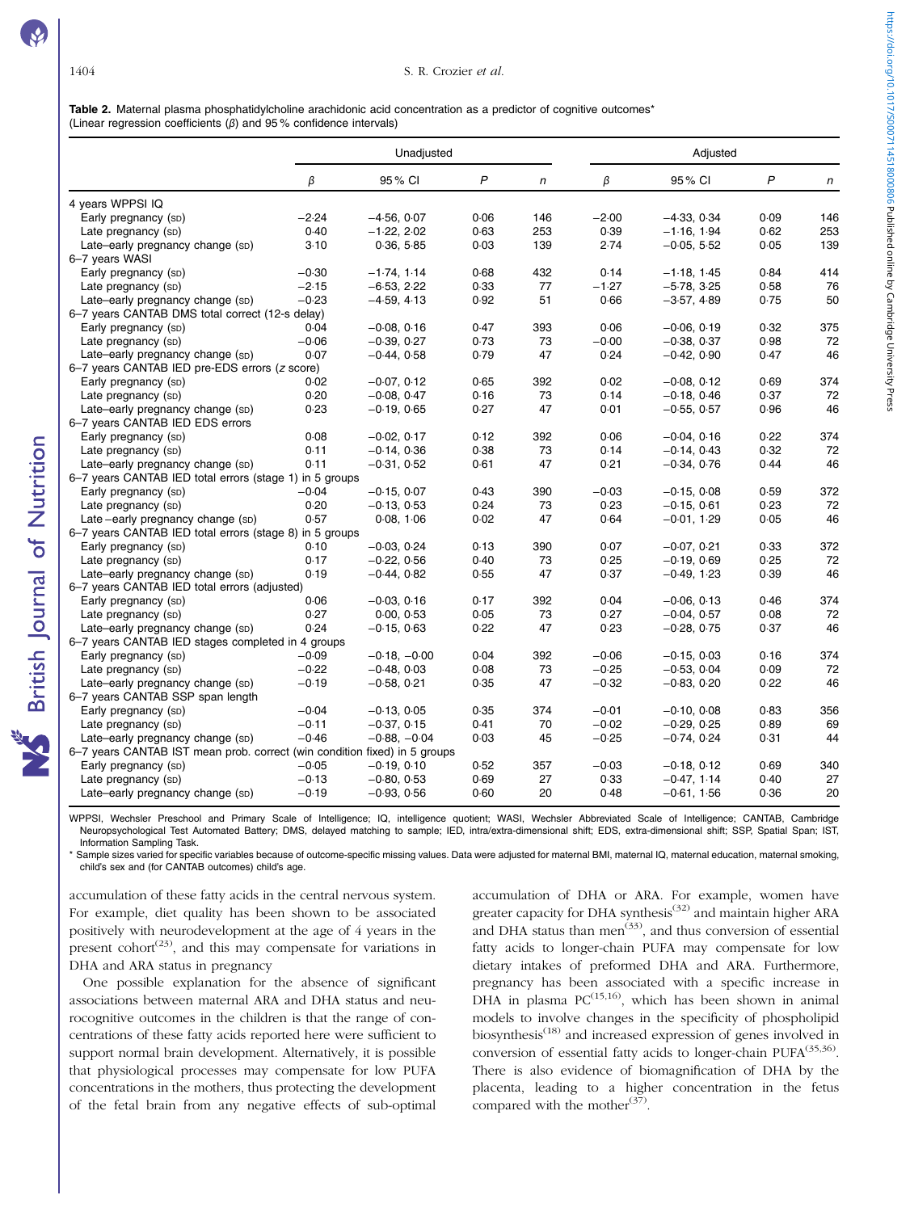**Table 2.** Maternal plasma phosphatidylcholine arachidonic acid concentration as a predictor of cognitive outcomes*
(Linear regression coefficients (β) and 95 % confidence intervals)

| | Unadjusted | | | | Adjusted | | | |
|---|---|---|---|---|---|---|---|---|
| | β | 95 % CI | P | n | β | 95 % CI | P | n |
| 4 years WPPSI IQ | | | | | | | | |
| Early pregnancy (SD) | −2·24 | −4·56, 0·07 | 0·06 | 146 | −2·00 | −4·33, 0·34 | 0·09 | 146 |
| Late pregnancy (SD) | 0·40 | −1·22, 2·02 | 0·63 | 253 | 0·39 | −1·16, 1·94 | 0·62 | 253 |
| Late–early pregnancy change (SD) | 3·10 | 0·36, 5·85 | 0·03 | 139 | 2·74 | −0·05, 5·52 | 0·05 | 139 |
| 6–7 years WASI | | | | | | | | |
| Early pregnancy (SD) | −0·30 | −1·74, 1·14 | 0·68 | 432 | 0·14 | −1·18, 1·45 | 0·84 | 414 |
| Late pregnancy (SD) | −2·15 | −6·53, 2·22 | 0·33 | 77 | −1·27 | −5·78, 3·25 | 0·58 | 76 |
| Late–early pregnancy change (SD) | −0·23 | −4·59, 4·13 | 0·92 | 51 | 0·66 | −3·57, 4·89 | 0·75 | 50 |
| 6–7 years CANTAB DMS total correct (12-s delay) | | | | | | | | |
| Early pregnancy (SD) | 0·04 | −0·08, 0·16 | 0·47 | 393 | 0·06 | −0·06, 0·19 | 0·32 | 375 |
| Late pregnancy (SD) | −0·06 | −0·39, 0·27 | 0·73 | 73 | −0·00 | −0·38, 0·37 | 0·98 | 72 |
| Late–early pregnancy change (SD) | 0·07 | −0·44, 0·58 | 0·79 | 47 | 0·24 | −0·42, 0·90 | 0·47 | 46 |
| 6–7 years CANTAB IED pre-EDS errors (z score) | | | | | | | | |
| Early pregnancy (SD) | 0·02 | −0·07, 0·12 | 0·65 | 392 | 0·02 | −0·08, 0·12 | 0·69 | 374 |
| Late pregnancy (SD) | 0·20 | −0·08, 0·47 | 0·16 | 73 | 0·14 | −0·18, 0·46 | 0·37 | 72 |
| Late–early pregnancy change (SD) | 0·23 | −0·19, 0·65 | 0·27 | 47 | 0·01 | −0·55, 0·57 | 0·96 | 46 |
| 6–7 years CANTAB IED EDS errors | | | | | | | | |
| Early pregnancy (SD) | 0·08 | −0·02, 0·17 | 0·12 | 392 | 0·06 | −0·04, 0·16 | 0·22 | 374 |
| Late pregnancy (SD) | 0·11 | −0·14, 0·36 | 0·38 | 73 | 0·14 | −0·14, 0·43 | 0·32 | 72 |
| Late–early pregnancy change (SD) | 0·11 | −0·31, 0·52 | 0·61 | 47 | 0·21 | −0·34, 0·76 | 0·44 | 46 |
| 6–7 years CANTAB IED total errors (stage 1) in 5 groups | | | | | | | | |
| Early pregnancy (SD) | −0·04 | −0·15, 0·07 | 0·43 | 390 | −0·03 | −0·15, 0·08 | 0·59 | 372 |
| Late pregnancy (SD) | 0·20 | −0·13, 0·53 | 0·24 | 73 | 0·23 | −0·15, 0·61 | 0·23 | 72 |
| Late −early pregnancy change (SD) | 0·57 | 0·08, 1·06 | 0·02 | 47 | 0·64 | −0·01, 1·29 | 0·05 | 46 |
| 6–7 years CANTAB IED total errors (stage 8) in 5 groups | | | | | | | | |
| Early pregnancy (SD) | 0·10 | −0·03, 0·24 | 0·13 | 390 | 0·07 | −0·07, 0·21 | 0·33 | 372 |
| Late pregnancy (SD) | 0·17 | −0·22, 0·56 | 0·40 | 73 | 0·25 | −0·19, 0·69 | 0·25 | 72 |
| Late–early pregnancy change (SD) | 0·19 | −0·44, 0·82 | 0·55 | 47 | 0·37 | −0·49, 1·23 | 0·39 | 46 |
| 6–7 years CANTAB IED total errors (adjusted) | | | | | | | | |
| Early pregnancy (SD) | 0·06 | −0·03, 0·16 | 0·17 | 392 | 0·04 | −0·06, 0·13 | 0·46 | 374 |
| Late pregnancy (SD) | 0·27 | 0·00, 0·53 | 0·05 | 73 | 0·27 | −0·04, 0·57 | 0·08 | 72 |
| Late–early pregnancy change (SD) | 0·24 | −0·15, 0·63 | 0·22 | 47 | 0·23 | −0·28, 0·75 | 0·37 | 46 |
| 6–7 years CANTAB IED stages completed in 4 groups | | | | | | | | |
| Early pregnancy (SD) | −0·09 | −0·18, −0·00 | 0·04 | 392 | −0·06 | −0·15, 0·03 | 0·16 | 374 |
| Late pregnancy (SD) | −0·22 | −0·48, 0·03 | 0·08 | 73 | −0·25 | −0·53, 0·04 | 0·09 | 72 |
| Late–early pregnancy change (SD) | −0·19 | −0·58, 0·21 | 0·35 | 47 | −0·32 | −0·83, 0·20 | 0·22 | 46 |
| 6–7 years CANTAB SSP span length | | | | | | | | |
| Early pregnancy (SD) | −0·04 | −0·13, 0·05 | 0·35 | 374 | −0·01 | −0·10, 0·08 | 0·83 | 356 |
| Late pregnancy (SD) | −0·11 | −0·37, 0·15 | 0·41 | 70 | −0·02 | −0·29, 0·25 | 0·89 | 69 |
| Late–early pregnancy change (SD) | −0·46 | −0·88, −0·04 | 0·03 | 45 | −0·25 | −0·74, 0·24 | 0·31 | 44 |
| 6–7 years CANTAB IST mean prob. correct (win condition fixed) in 5 groups | | | | | | | | |
| Early pregnancy (SD) | −0·05 | −0·19, 0·10 | 0·52 | 357 | −0·03 | −0·18, 0·12 | 0·69 | 340 |
| Late pregnancy (SD) | −0·13 | −0·80, 0·53 | 0·69 | 27 | 0·33 | −0·47, 1·14 | 0·40 | 27 |
| Late–early pregnancy change (SD) | −0·19 | −0·93, 0·56 | 0·60 | 20 | 0·48 | −0·61, 1·56 | 0·36 | 20 |

WPPSI, Wechsler Preschool and Primary Scale of Intelligence; IQ, intelligence quotient; WASI, Wechsler Abbreviated Scale of Intelligence; CANTAB, Cambridge Neuropsychological Test Automated Battery; DMS, delayed matching to sample; IED, intra/extra-dimensional shift; EDS, extra-dimensional shift; SSP, Spatial Span; IST, Information Sampling Task.

\* Sample sizes varied for specific variables because of outcome-specific missing values. Data were adjusted for maternal BMI, maternal IQ, maternal education, maternal smoking, child's sex and (for CANTAB outcomes) child's age.

accumulation of these fatty acids in the central nervous system. For example, diet quality has been shown to be associated positively with neurodevelopment at the age of 4 years in the present cohort[23], and this may compensate for variations in DHA and ARA status in pregnancy

One possible explanation for the absence of significant associations between maternal ARA and DHA status and neurocognitive outcomes in the children is that the range of concentrations of these fatty acids reported here were sufficient to support normal brain development. Alternatively, it is possible that physiological processes may compensate for low PUFA concentrations in the mothers, thus protecting the development of the fetal brain from any negative effects of sub-optimal accumulation of DHA or ARA. For example, women have greater capacity for DHA synthesis[32] and maintain higher ARA and DHA status than men[33], and thus conversion of essential fatty acids to longer-chain PUFA may compensate for low dietary intakes of preformed DHA and ARA. Furthermore, pregnancy has been associated with a specific increase in DHA in plasma PC[15,16], which has been shown in animal models to involve changes in the specificity of phospholipid biosynthesis[18] and increased expression of genes involved in conversion of essential fatty acids to longer-chain PUFA[35,36]. There is also evidence of biomagnification of DHA by the placenta, leading to a higher concentration in the fetus compared with the mother[37].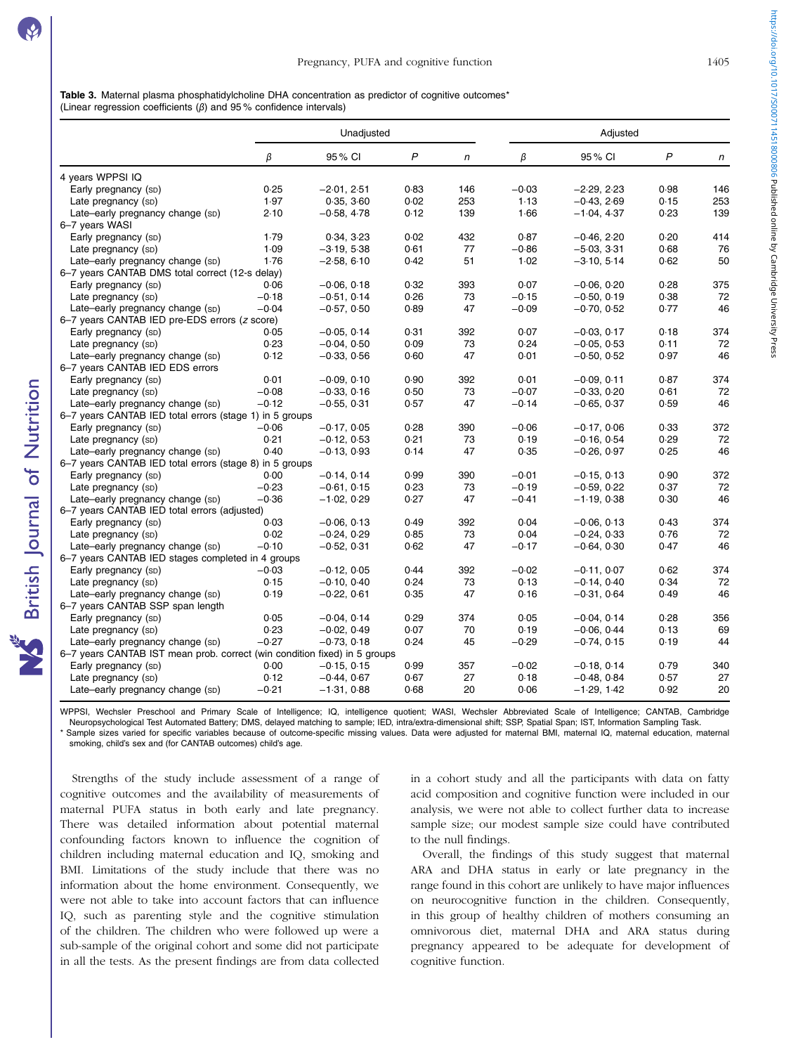**Table 3.** Maternal plasma phosphatidylcholine DHA concentration as predictor of cognitive outcomes*
(Linear regression coefficients (*β*) and 95 % confidence intervals)

| | Unadjusted | | | | Adjusted | | | |
|---|---|---|---|---|---|---|---|---|
| | *β* | 95 % CI | *P* | *n* | *β* | 95 % CI | *P* | *n* |
| 4 years WPPSI IQ | | | | | | | | |
| Early pregnancy (SD) | 0·25 | −2·01, 2·51 | 0·83 | 146 | −0·03 | −2·29, 2·23 | 0·98 | 146 |
| Late pregnancy (SD) | 1·97 | 0·35, 3·60 | 0·02 | 253 | 1·13 | −0·43, 2·69 | 0·15 | 253 |
| Late–early pregnancy change (SD) | 2·10 | −0·58, 4·78 | 0·12 | 139 | 1·66 | −1·04, 4·37 | 0·23 | 139 |
| 6–7 years WASI | | | | | | | | |
| Early pregnancy (SD) | 1·79 | 0·34, 3·23 | 0·02 | 432 | 0·87 | −0·46, 2·20 | 0·20 | 414 |
| Late pregnancy (SD) | 1·09 | −3·19, 5·38 | 0·61 | 77 | −0·86 | −5·03, 3·31 | 0·68 | 76 |
| Late–early pregnancy change (SD) | 1·76 | −2·58, 6·10 | 0·42 | 51 | 1·02 | −3·10, 5·14 | 0·62 | 50 |
| 6–7 years CANTAB DMS total correct (12-s delay) | | | | | | | | |
| Early pregnancy (SD) | 0·06 | −0·06, 0·18 | 0·32 | 393 | 0·07 | −0·06, 0·20 | 0·28 | 375 |
| Late pregnancy (SD) | −0·18 | −0·51, 0·14 | 0·26 | 73 | −0·15 | −0·50, 0·19 | 0·38 | 72 |
| Late–early pregnancy change (SD) | −0·04 | −0·57, 0·50 | 0·89 | 47 | −0·09 | −0·70, 0·52 | 0·77 | 46 |
| 6–7 years CANTAB IED pre-EDS errors (*z* score) | | | | | | | | |
| Early pregnancy (SD) | 0·05 | −0·05, 0·14 | 0·31 | 392 | 0·07 | −0·03, 0·17 | 0·18 | 374 |
| Late pregnancy (SD) | 0·23 | −0·04, 0·50 | 0·09 | 73 | 0·24 | −0·05, 0·53 | 0·11 | 72 |
| Late–early pregnancy change (SD) | 0·12 | −0·33, 0·56 | 0·60 | 47 | 0·01 | −0·50, 0·52 | 0·97 | 46 |
| 6–7 years CANTAB IED EDS errors | | | | | | | | |
| Early pregnancy (SD) | 0·01 | −0·09, 0·10 | 0·90 | 392 | 0·01 | −0·09, 0·11 | 0·87 | 374 |
| Late pregnancy (SD) | −0·08 | −0·33, 0·16 | 0·50 | 73 | −0·07 | −0·33, 0·20 | 0·61 | 72 |
| Late–early pregnancy change (SD) | −0·12 | −0·55, 0·31 | 0·57 | 47 | −0·14 | −0·65, 0·37 | 0·59 | 46 |
| 6–7 years CANTAB IED total errors (stage 1) in 5 groups | | | | | | | | |
| Early pregnancy (SD) | −0·06 | −0·17, 0·05 | 0·28 | 390 | −0·06 | −0·17, 0·06 | 0·33 | 372 |
| Late pregnancy (SD) | 0·21 | −0·12, 0·53 | 0·21 | 73 | 0·19 | −0·16, 0·54 | 0·29 | 72 |
| Late–early pregnancy change (SD) | 0·40 | −0·13, 0·93 | 0·14 | 47 | 0·35 | −0·26, 0·97 | 0·25 | 46 |
| 6–7 years CANTAB IED total errors (stage 8) in 5 groups | | | | | | | | |
| Early pregnancy (SD) | 0·00 | −0·14, 0·14 | 0·99 | 390 | −0·01 | −0·15, 0·13 | 0·90 | 372 |
| Late pregnancy (SD) | −0·23 | −0·61, 0·15 | 0·23 | 73 | −0·19 | −0·59, 0·22 | 0·37 | 72 |
| Late–early pregnancy change (SD) | −0·36 | −1·02, 0·29 | 0·27 | 47 | −0·41 | −1·19, 0·38 | 0·30 | 46 |
| 6–7 years CANTAB IED total errors (adjusted) | | | | | | | | |
| Early pregnancy (SD) | 0·03 | −0·06, 0·13 | 0·49 | 392 | 0·04 | −0·06, 0·13 | 0·43 | 374 |
| Late pregnancy (SD) | 0·02 | −0·24, 0·29 | 0·85 | 73 | 0·04 | −0·24, 0·33 | 0·76 | 72 |
| Late–early pregnancy change (SD) | −0·10 | −0·52, 0·31 | 0·62 | 47 | −0·17 | −0·64, 0·30 | 0·47 | 46 |
| 6–7 years CANTAB IED stages completed in 4 groups | | | | | | | | |
| Early pregnancy (SD) | −0·03 | −0·12, 0·05 | 0·44 | 392 | −0·02 | −0·11, 0·07 | 0·62 | 374 |
| Late pregnancy (SD) | 0·15 | −0·10, 0·40 | 0·24 | 73 | 0·13 | −0·14, 0·40 | 0·34 | 72 |
| Late–early pregnancy change (SD) | 0·19 | −0·22, 0·61 | 0·35 | 47 | 0·16 | −0·31, 0·64 | 0·49 | 46 |
| 6–7 years CANTAB SSP span length | | | | | | | | |
| Early pregnancy (SD) | 0·05 | −0·04, 0·14 | 0·29 | 374 | 0·05 | −0·04, 0·14 | 0·28 | 356 |
| Late pregnancy (SD) | 0·23 | −0·02, 0·49 | 0·07 | 70 | 0·19 | −0·06, 0·44 | 0·13 | 69 |
| Late–early pregnancy change (SD) | −0·27 | −0·73, 0·18 | 0·24 | 45 | −0·29 | −0·74, 0·15 | 0·19 | 44 |
| 6–7 years CANTAB IST mean prob. correct (win condition fixed) in 5 groups | | | | | | | | |
| Early pregnancy (SD) | 0·00 | −0·15, 0·15 | 0·99 | 357 | −0·02 | −0·18, 0·14 | 0·79 | 340 |
| Late pregnancy (SD) | 0·12 | −0·44, 0·67 | 0·67 | 27 | 0·18 | −0·48, 0·84 | 0·57 | 27 |
| Late–early pregnancy change (SD) | −0·21 | −1·31, 0·88 | 0·68 | 20 | 0·06 | −1·29, 1·42 | 0·92 | 20 |

WPPSI, Wechsler Preschool and Primary Scale of Intelligence; IQ, intelligence quotient; WASI, Wechsler Abbreviated Scale of Intelligence; CANTAB, Cambridge Neuropsychological Test Automated Battery; DMS, delayed matching to sample; IED, intra/extra-dimensional shift; SSP, Spatial Span; IST, Information Sampling Task.
* Sample sizes varied for specific variables because of outcome-specific missing values. Data were adjusted for maternal BMI, maternal IQ, maternal education, maternal smoking, child's sex and (for CANTAB outcomes) child's age.

Strengths of the study include assessment of a range of cognitive outcomes and the availability of measurements of maternal PUFA status in both early and late pregnancy. There was detailed information about potential maternal confounding factors known to influence the cognition of children including maternal education and IQ, smoking and BMI. Limitations of the study include that there was no information about the home environment. Consequently, we were not able to take into account factors that can influence IQ, such as parenting style and the cognitive stimulation of the children. The children who were followed up were a sub-sample of the original cohort and some did not participate in all the tests. As the present findings are from data collected in a cohort study and all the participants with data on fatty acid composition and cognitive function were included in our analysis, we were not able to collect further data to increase sample size; our modest sample size could have contributed to the null findings.

Overall, the findings of this study suggest that maternal ARA and DHA status in early or late pregnancy in the range found in this cohort are unlikely to have major influences on neurocognitive function in the children. Consequently, in this group of healthy children of mothers consuming an omnivorous diet, maternal DHA and ARA status during pregnancy appeared to be adequate for development of cognitive function.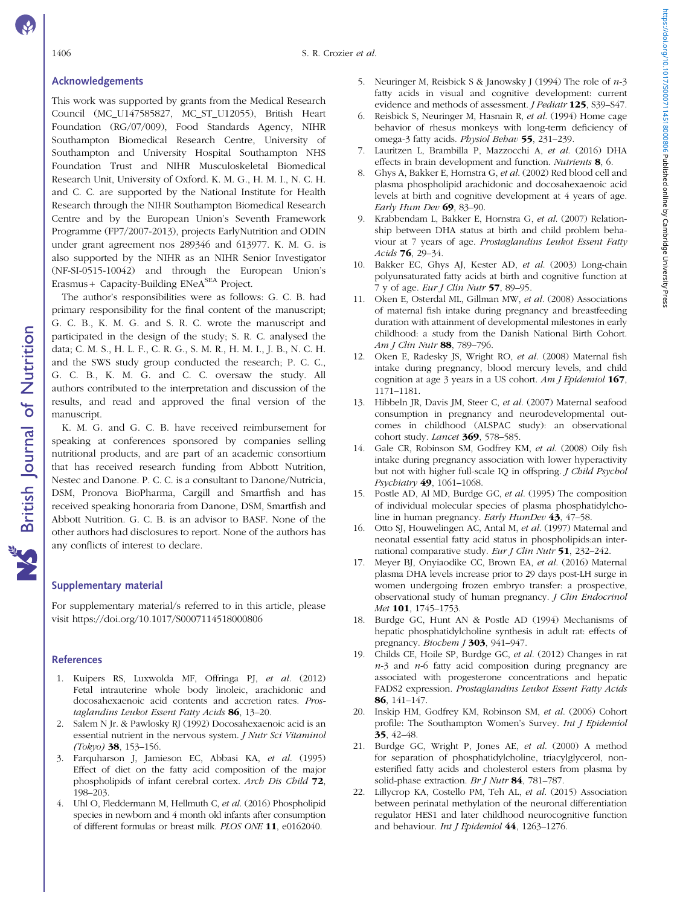## Acknowledgements

This work was supported by grants from the Medical Research Council (MC_U147585827, MC_ST_U12055), British Heart Foundation (RG/07/009), Food Standards Agency, NIHR Southampton Biomedical Research Centre, University of Southampton and University Hospital Southampton NHS Foundation Trust and NIHR Musculoskeletal Biomedical Research Unit, University of Oxford. K. M. G., H. M. I., N. C. H. and C. C. are supported by the National Institute for Health Research through the NIHR Southampton Biomedical Research Centre and by the European Union's Seventh Framework Programme (FP7/2007-2013), projects EarlyNutrition and ODIN under grant agreement nos 289346 and 613977. K. M. G. is also supported by the NIHR as an NIHR Senior Investigator (NF-SI-0515-10042) and through the European Union's Erasmus+ Capacity-Building ENeA$^{SEA}$ Project.

The author's responsibilities were as follows: G. C. B. had primary responsibility for the final content of the manuscript; G. C. B., K. M. G. and S. R. C. wrote the manuscript and participated in the design of the study; S. R. C. analysed the data; C. M. S., H. L. F., C. R. G., S. M. R., H. M. I., J. B., N. C. H. and the SWS study group conducted the research; P. C. C., G. C. B., K. M. G. and C. C. oversaw the study. All authors contributed to the interpretation and discussion of the results, and read and approved the final version of the manuscript.

K. M. G. and G. C. B. have received reimbursement for speaking at conferences sponsored by companies selling nutritional products, and are part of an academic consortium that has received research funding from Abbott Nutrition, Nestec and Danone. P. C. C. is a consultant to Danone/Nutricia, DSM, Pronova BioPharma, Cargill and Smartfish and has received speaking honoraria from Danone, DSM, Smartfish and Abbott Nutrition. G. C. B. is an advisor to BASF. None of the other authors had disclosures to report. None of the authors has any conflicts of interest to declare.

## Supplementary material

For supplementary material/s referred to in this article, please visit https://doi.org/10.1017/S0007114518000806

## References

1. Kuipers RS, Luxwolda MF, Offringa PJ, *et al.* (2012) Fetal intrauterine whole body linoleic, arachidonic and docosahexaenoic acid contents and accretion rates. *Prostaglandins Leukot Essent Fatty Acids* **86**, 13–20.
2. Salem N Jr. & Pawlosky RJ (1992) Docosahexaenoic acid is an essential nutrient in the nervous system. *J Nutr Sci Vitaminol (Tokyo)* **38**, 153–156.
3. Farquharson J, Jamieson EC, Abbasi KA, *et al.* (1995) Effect of diet on the fatty acid composition of the major phospholipids of infant cerebral cortex. *Arch Dis Child* **72**, 198–203.
4. Uhl O, Fleddermann M, Hellmuth C, *et al.* (2016) Phospholipid species in newborn and 4 month old infants after consumption of different formulas or breast milk. *PLOS ONE* **11**, e0162040.
5. Neuringer M, Reisbick S & Janowsky J (1994) The role of $n$-3 fatty acids in visual and cognitive development: current evidence and methods of assessment. *J Pediatr* **125**, S39–S47.
6. Reisbick S, Neuringer M, Hasnain R, *et al.* (1994) Home cage behavior of rhesus monkeys with long-term deficiency of omega-3 fatty acids. *Physiol Behav* **55**, 231–239.
7. Lauritzen L, Brambilla P, Mazzocchi A, *et al.* (2016) DHA effects in brain development and function. *Nutrients* **8**, 6.
8. Ghys A, Bakker E, Hornstra G, *et al.* (2002) Red blood cell and plasma phospholipid arachidonic and docosahexaenoic acid levels at birth and cognitive development at 4 years of age. *Early Hum Dev* **69**, 83–90.
9. Krabbendam L, Bakker E, Hornstra G, *et al.* (2007) Relationship between DHA status at birth and child problem behaviour at 7 years of age. *Prostaglandins Leukot Essent Fatty Acids* **76**, 29–34.
10. Bakker EC, Ghys AJ, Kester AD, *et al.* (2003) Long-chain polyunsaturated fatty acids at birth and cognitive function at 7 y of age. *Eur J Clin Nutr* **57**, 89–95.
11. Oken E, Osterdal ML, Gillman MW, *et al.* (2008) Associations of maternal fish intake during pregnancy and breastfeeding duration with attainment of developmental milestones in early childhood: a study from the Danish National Birth Cohort. *Am J Clin Nutr* **88**, 789–796.
12. Oken E, Radesky JS, Wright RO, *et al.* (2008) Maternal fish intake during pregnancy, blood mercury levels, and child cognition at age 3 years in a US cohort. *Am J Epidemiol* **167**, 1171–1181.
13. Hibbeln JR, Davis JM, Steer C, *et al.* (2007) Maternal seafood consumption in pregnancy and neurodevelopmental outcomes in childhood (ALSPAC study): an observational cohort study. *Lancet* **369**, 578–585.
14. Gale CR, Robinson SM, Godfrey KM, *et al.* (2008) Oily fish intake during pregnancy association with lower hyperactivity but not with higher full-scale IQ in offspring. *J Child Psychol Psychiatry* **49**, 1061–1068.
15. Postle AD, Al MD, Burdge GC, *et al.* (1995) The composition of individual molecular species of plasma phosphatidylcholine in human pregnancy. *Early HumDev* **43**, 47–58.
16. Otto SJ, Houwelingen AC, Antal M, *et al.* (1997) Maternal and neonatal essential fatty acid status in phospholipids:an international comparative study. *Eur J Clin Nutr* **51**, 232–242.
17. Meyer BJ, Onyiaodike CC, Brown EA, *et al.* (2016) Maternal plasma DHA levels increase prior to 29 days post-LH surge in women undergoing frozen embryo transfer: a prospective, observational study of human pregnancy. *J Clin Endocrinol Met* **101**, 1745–1753.
18. Burdge GC, Hunt AN & Postle AD (1994) Mechanisms of hepatic phosphatidylcholine synthesis in adult rat: effects of pregnancy. *Biochem J* **303**, 941–947.
19. Childs CE, Hoile SP, Burdge GC, *et al.* (2012) Changes in rat $n$-3 and $n$-6 fatty acid composition during pregnancy are associated with progesterone concentrations and hepatic FADS2 expression. *Prostaglandins Leukot Essent Fatty Acids* **86**, 141–147.
20. Inskip HM, Godfrey KM, Robinson SM, *et al.* (2006) Cohort profile: The Southampton Women's Survey. *Int J Epidemiol* **35**, 42–48.
21. Burdge GC, Wright P, Jones AE, *et al.* (2000) A method for separation of phosphatidylcholine, triacylglycerol, non-esterified fatty acids and cholesterol esters from plasma by solid-phase extraction. *Br J Nutr* **84**, 781–787.
22. Lillycrop KA, Costello PM, Teh AL, *et al.* (2015) Association between perinatal methylation of the neuronal differentiation regulator HES1 and later childhood neurocognitive function and behaviour. *Int J Epidemiol* **44**, 1263–1276.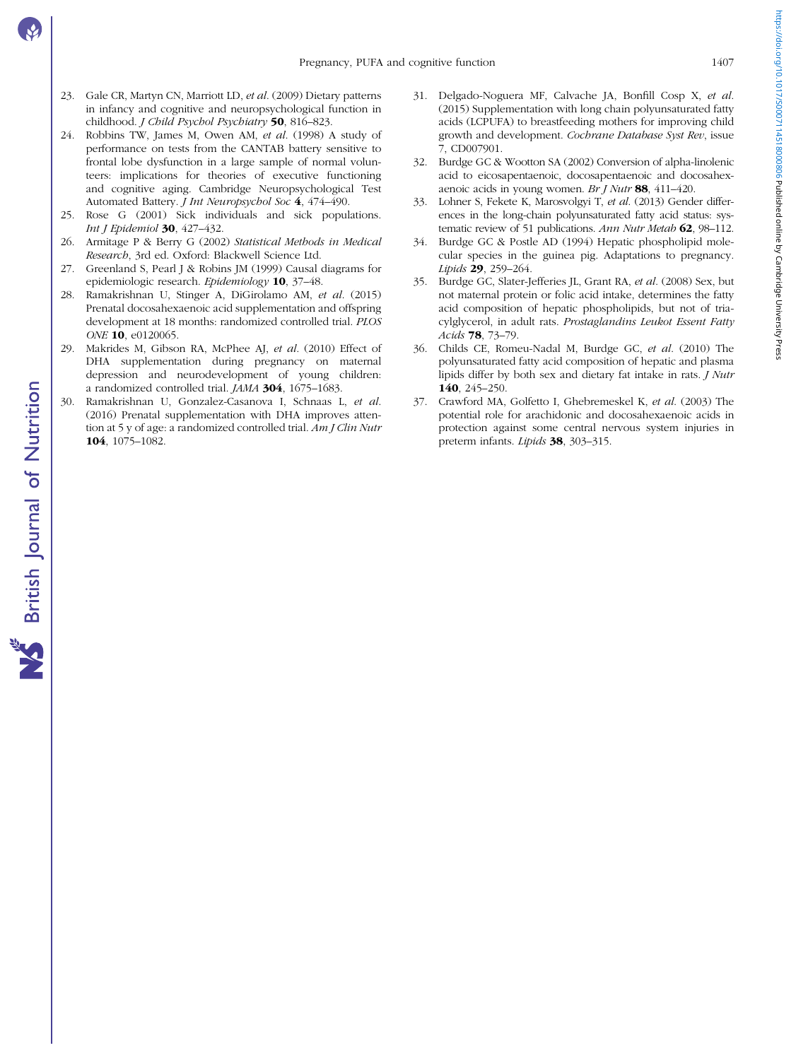23. Gale CR, Martyn CN, Marriott LD, *et al.* (2009) Dietary patterns in infancy and cognitive and neuropsychological function in childhood. *J Child Psychol Psychiatry* **50**, 816–823.
24. Robbins TW, James M, Owen AM, *et al.* (1998) A study of performance on tests from the CANTAB battery sensitive to frontal lobe dysfunction in a large sample of normal volunteers: implications for theories of executive functioning and cognitive aging. Cambridge Neuropsychological Test Automated Battery. *J Int Neuropsychol Soc* **4**, 474–490.
25. Rose G (2001) Sick individuals and sick populations. *Int J Epidemiol* **30**, 427–432.
26. Armitage P & Berry G (2002) *Statistical Methods in Medical Research*, 3rd ed. Oxford: Blackwell Science Ltd.
27. Greenland S, Pearl J & Robins JM (1999) Causal diagrams for epidemiologic research. *Epidemiology* **10**, 37–48.
28. Ramakrishnan U, Stinger A, DiGirolamo AM, *et al.* (2015) Prenatal docosahexaenoic acid supplementation and offspring development at 18 months: randomized controlled trial. *PLOS ONE* **10**, e0120065.
29. Makrides M, Gibson RA, McPhee AJ, *et al.* (2010) Effect of DHA supplementation during pregnancy on maternal depression and neurodevelopment of young children: a randomized controlled trial. *JAMA* **304**, 1675–1683.
30. Ramakrishnan U, Gonzalez-Casanova I, Schnaas L, *et al.* (2016) Prenatal supplementation with DHA improves attention at 5 y of age: a randomized controlled trial. *Am J Clin Nutr* **104**, 1075–1082.
31. Delgado-Noguera MF, Calvache JA, Bonfill Cosp X, *et al.* (2015) Supplementation with long chain polyunsaturated fatty acids (LCPUFA) to breastfeeding mothers for improving child growth and development. *Cochrane Database Syst Rev*, issue 7, CD007901.
32. Burdge GC & Wootton SA (2002) Conversion of alpha-linolenic acid to eicosapentaenoic, docosapentaenoic and docosahexaenoic acids in young women. *Br J Nutr* **88**, 411–420.
33. Lohner S, Fekete K, Marosvolgyi T, *et al.* (2013) Gender differences in the long-chain polyunsaturated fatty acid status: systematic review of 51 publications. *Ann Nutr Metab* **62**, 98–112.
34. Burdge GC & Postle AD (1994) Hepatic phospholipid molecular species in the guinea pig. Adaptations to pregnancy. *Lipids* **29**, 259–264.
35. Burdge GC, Slater-Jefferies JL, Grant RA, *et al.* (2008) Sex, but not maternal protein or folic acid intake, determines the fatty acid composition of hepatic phospholipids, but not of triacylglycerol, in adult rats. *Prostaglandins Leukot Essent Fatty Acids* **78**, 73–79.
36. Childs CE, Romeu-Nadal M, Burdge GC, *et al.* (2010) The polyunsaturated fatty acid composition of hepatic and plasma lipids differ by both sex and dietary fat intake in rats. *J Nutr* **140**, 245–250.
37. Crawford MA, Golfetto I, Ghebremeskel K, *et al.* (2003) The potential role for arachidonic and docosahexaenoic acids in protection against some central nervous system injuries in preterm infants. *Lipids* **38**, 303–315.